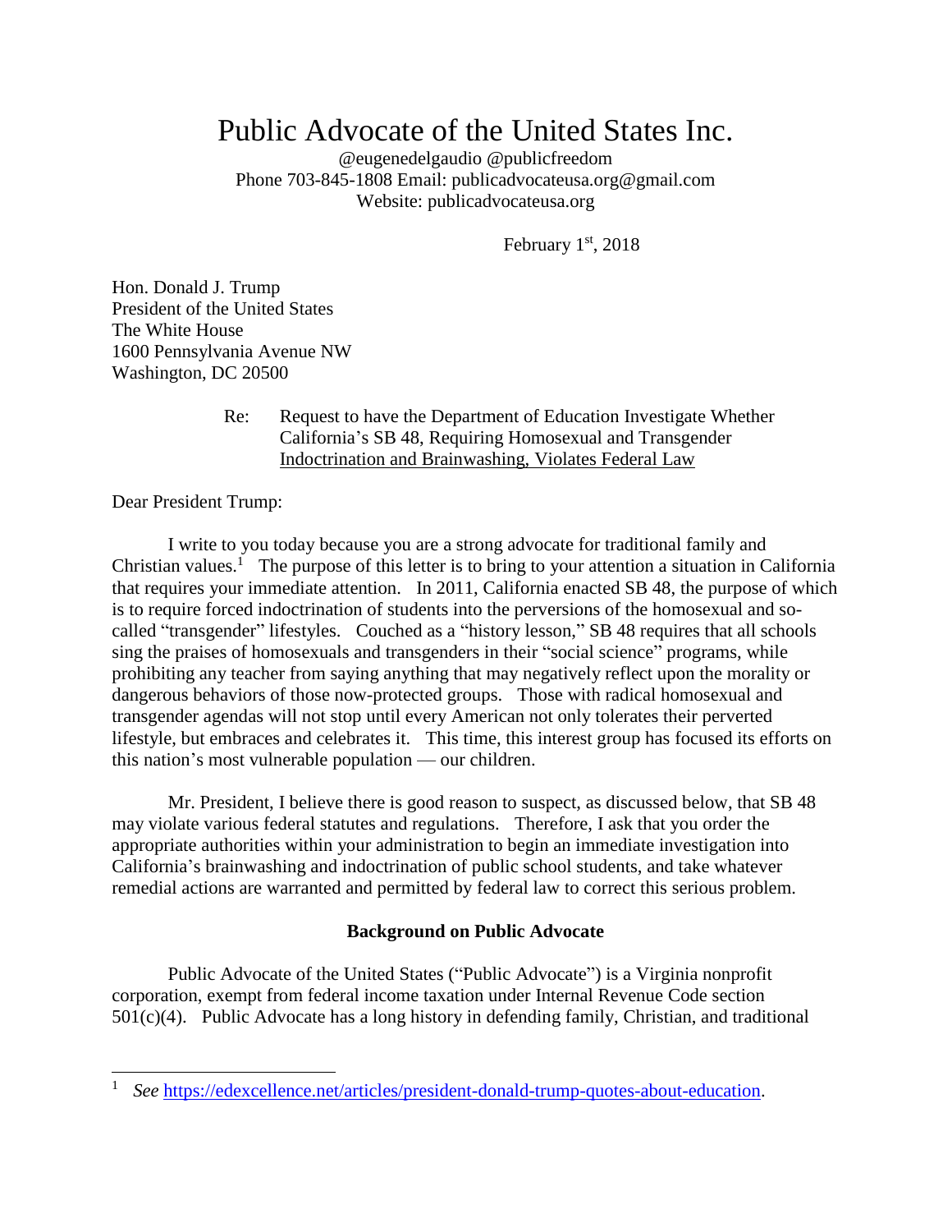# Public Advocate of the United States Inc.

@eugenedelgaudio @publicfreedom
Phone 703-845-1808 Email: publicadvocateusa.org@gmail.com
Website: publicadvocateusa.org

February 1st, 2018

Hon. Donald J. Trump
President of the United States
The White House
1600 Pennsylvania Avenue NW
Washington, DC 20500

Re: Request to have the Department of Education Investigate Whether California's SB 48, Requiring Homosexual and Transgender Indoctrination and Brainwashing, Violates Federal Law

Dear President Trump:

I write to you today because you are a strong advocate for traditional family and Christian values.[1] The purpose of this letter is to bring to your attention a situation in California that requires your immediate attention. In 2011, California enacted SB 48, the purpose of which is to require forced indoctrination of students into the perversions of the homosexual and so-called "transgender" lifestyles. Couched as a "history lesson," SB 48 requires that all schools sing the praises of homosexuals and transgenders in their "social science" programs, while prohibiting any teacher from saying anything that may negatively reflect upon the morality or dangerous behaviors of those now-protected groups. Those with radical homosexual and transgender agendas will not stop until every American not only tolerates their perverted lifestyle, but embraces and celebrates it. This time, this interest group has focused its efforts on this nation's most vulnerable population — our children.

Mr. President, I believe there is good reason to suspect, as discussed below, that SB 48 may violate various federal statutes and regulations. Therefore, I ask that you order the appropriate authorities within your administration to begin an immediate investigation into California's brainwashing and indoctrination of public school students, and take whatever remedial actions are warranted and permitted by federal law to correct this serious problem.

**Background on Public Advocate**

Public Advocate of the United States ("Public Advocate") is a Virginia nonprofit corporation, exempt from federal income taxation under Internal Revenue Code section 501(c)(4). Public Advocate has a long history in defending family, Christian, and traditional

---

[1] *See* https://edexcellence.net/articles/president-donald-trump-quotes-about-education.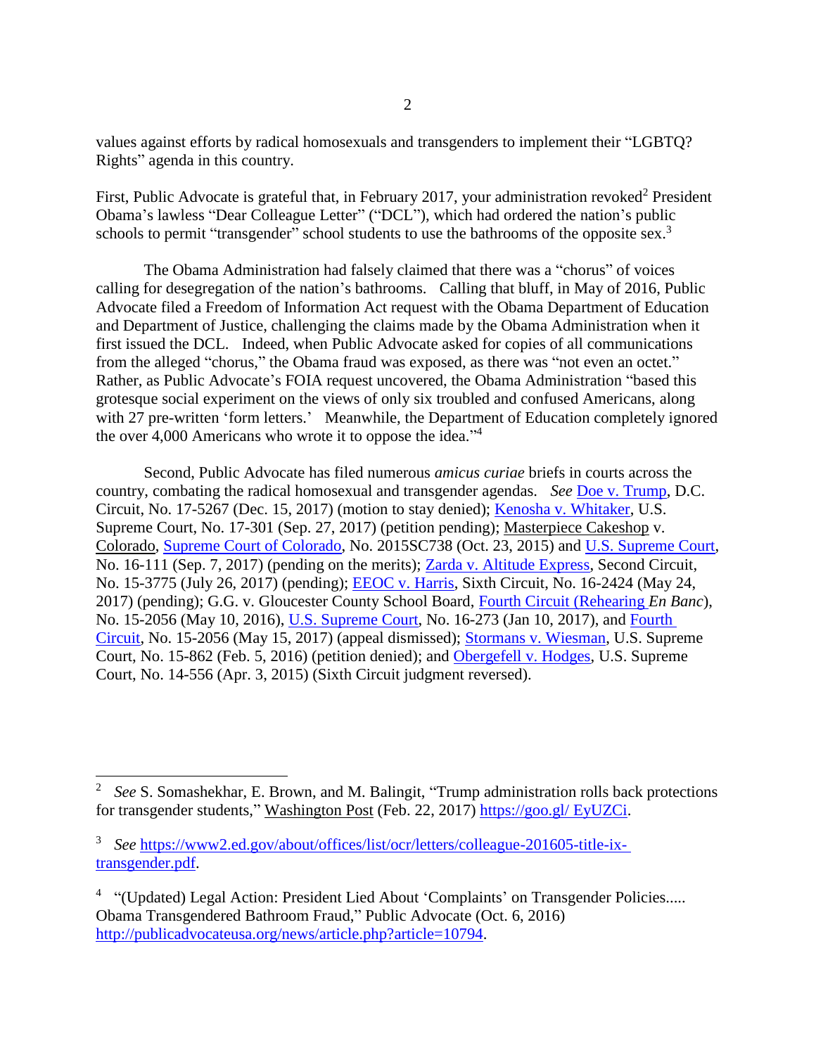values against efforts by radical homosexuals and transgenders to implement their "LGBTQ? Rights" agenda in this country.

First, Public Advocate is grateful that, in February 2017, your administration revoked[2] President Obama's lawless "Dear Colleague Letter" ("DCL"), which had ordered the nation's public schools to permit "transgender" school students to use the bathrooms of the opposite sex.[3]

The Obama Administration had falsely claimed that there was a "chorus" of voices calling for desegregation of the nation's bathrooms. Calling that bluff, in May of 2016, Public Advocate filed a Freedom of Information Act request with the Obama Department of Education and Department of Justice, challenging the claims made by the Obama Administration when it first issued the DCL. Indeed, when Public Advocate asked for copies of all communications from the alleged "chorus," the Obama fraud was exposed, as there was "not even an octet." Rather, as Public Advocate's FOIA request uncovered, the Obama Administration "based this grotesque social experiment on the views of only six troubled and confused Americans, along with 27 pre-written 'form letters.' Meanwhile, the Department of Education completely ignored the over 4,000 Americans who wrote it to oppose the idea."[4]

Second, Public Advocate has filed numerous *amicus curiae* briefs in courts across the country, combating the radical homosexual and transgender agendas. *See* Doe v. Trump, D.C. Circuit, No. 17-5267 (Dec. 15, 2017) (motion to stay denied); Kenosha v. Whitaker, U.S. Supreme Court, No. 17-301 (Sep. 27, 2017) (petition pending); Masterpiece Cakeshop v. Colorado, Supreme Court of Colorado, No. 2015SC738 (Oct. 23, 2015) and U.S. Supreme Court, No. 16-111 (Sep. 7, 2017) (pending on the merits); Zarda v. Altitude Express, Second Circuit, No. 15-3775 (July 26, 2017) (pending); EEOC v. Harris, Sixth Circuit, No. 16-2424 (May 24, 2017) (pending); G.G. v. Gloucester County School Board, Fourth Circuit (Rehearing *En Banc*), No. 15-2056 (May 10, 2016), U.S. Supreme Court, No. 16-273 (Jan 10, 2017), and Fourth Circuit, No. 15-2056 (May 15, 2017) (appeal dismissed); Stormans v. Wiesman, U.S. Supreme Court, No. 15-862 (Feb. 5, 2016) (petition denied); and Obergefell v. Hodges, U.S. Supreme Court, No. 14-556 (Apr. 3, 2015) (Sixth Circuit judgment reversed).

---

[2] *See* S. Somashekhar, E. Brown, and M. Balingit, "Trump administration rolls back protections for transgender students," Washington Post (Feb. 22, 2017) https://goo.gl/ EyUZCi.

[3] *See* https://www2.ed.gov/about/offices/list/ocr/letters/colleague-201605-title-ix-transgender.pdf.

[4] "(Updated) Legal Action: President Lied About 'Complaints' on Transgender Policies..... Obama Transgendered Bathroom Fraud," Public Advocate (Oct. 6, 2016) http://publicadvocateusa.org/news/article.php?article=10794.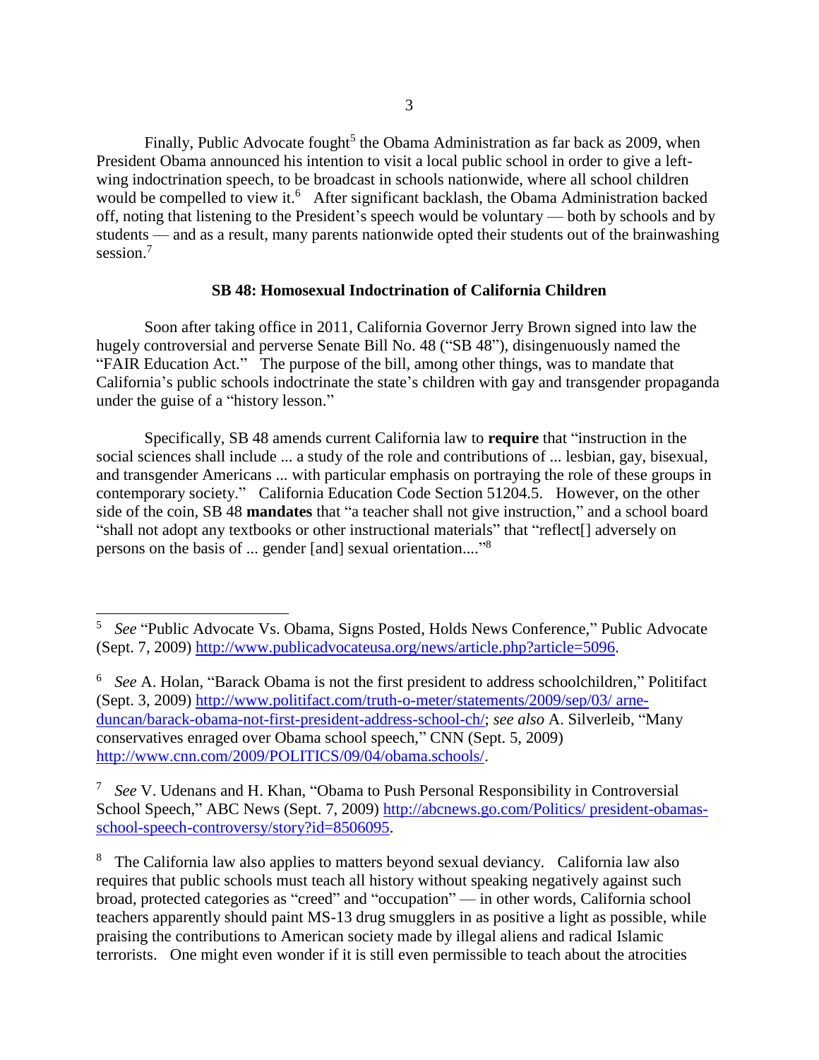Finally, Public Advocate fought[5] the Obama Administration as far back as 2009, when President Obama announced his intention to visit a local public school in order to give a left-wing indoctrination speech, to be broadcast in schools nationwide, where all school children would be compelled to view it.[6] After significant backlash, the Obama Administration backed off, noting that listening to the President's speech would be voluntary — both by schools and by students — and as a result, many parents nationwide opted their students out of the brainwashing session.[7]

### SB 48: Homosexual Indoctrination of California Children

Soon after taking office in 2011, California Governor Jerry Brown signed into law the hugely controversial and perverse Senate Bill No. 48 ("SB 48"), disingenuously named the "FAIR Education Act." The purpose of the bill, among other things, was to mandate that California's public schools indoctrinate the state's children with gay and transgender propaganda under the guise of a "history lesson."

Specifically, SB 48 amends current California law to **require** that "instruction in the social sciences shall include ... a study of the role and contributions of ... lesbian, gay, bisexual, and transgender Americans ... with particular emphasis on portraying the role of these groups in contemporary society." California Education Code Section 51204.5. However, on the other side of the coin, SB 48 **mandates** that "a teacher shall not give instruction," and a school board "shall not adopt any textbooks or other instructional materials" that "reflect[] adversely on persons on the basis of ... gender [and] sexual orientation...."[8]

---

[5] *See* "Public Advocate Vs. Obama, Signs Posted, Holds News Conference," Public Advocate (Sept. 7, 2009) http://www.publicadvocateusa.org/news/article.php?article=5096.

[6] *See* A. Holan, "Barack Obama is not the first president to address schoolchildren," Politifact (Sept. 3, 2009) http://www.politifact.com/truth-o-meter/statements/2009/sep/03/ arne-duncan/barack-obama-not-first-president-address-school-ch/; *see also* A. Silverleib, "Many conservatives enraged over Obama school speech," CNN (Sept. 5, 2009) http://www.cnn.com/2009/POLITICS/09/04/obama.schools/.

[7] *See* V. Udenans and H. Khan, "Obama to Push Personal Responsibility in Controversial School Speech," ABC News (Sept. 7, 2009) http://abcnews.go.com/Politics/ president-obamas-school-speech-controversy/story?id=8506095.

[8] The California law also applies to matters beyond sexual deviancy. California law also requires that public schools must teach all history without speaking negatively against such broad, protected categories as "creed" and "occupation" — in other words, California school teachers apparently should paint MS-13 drug smugglers in as positive a light as possible, while praising the contributions to American society made by illegal aliens and radical Islamic terrorists. One might even wonder if it is still even permissible to teach about the atrocities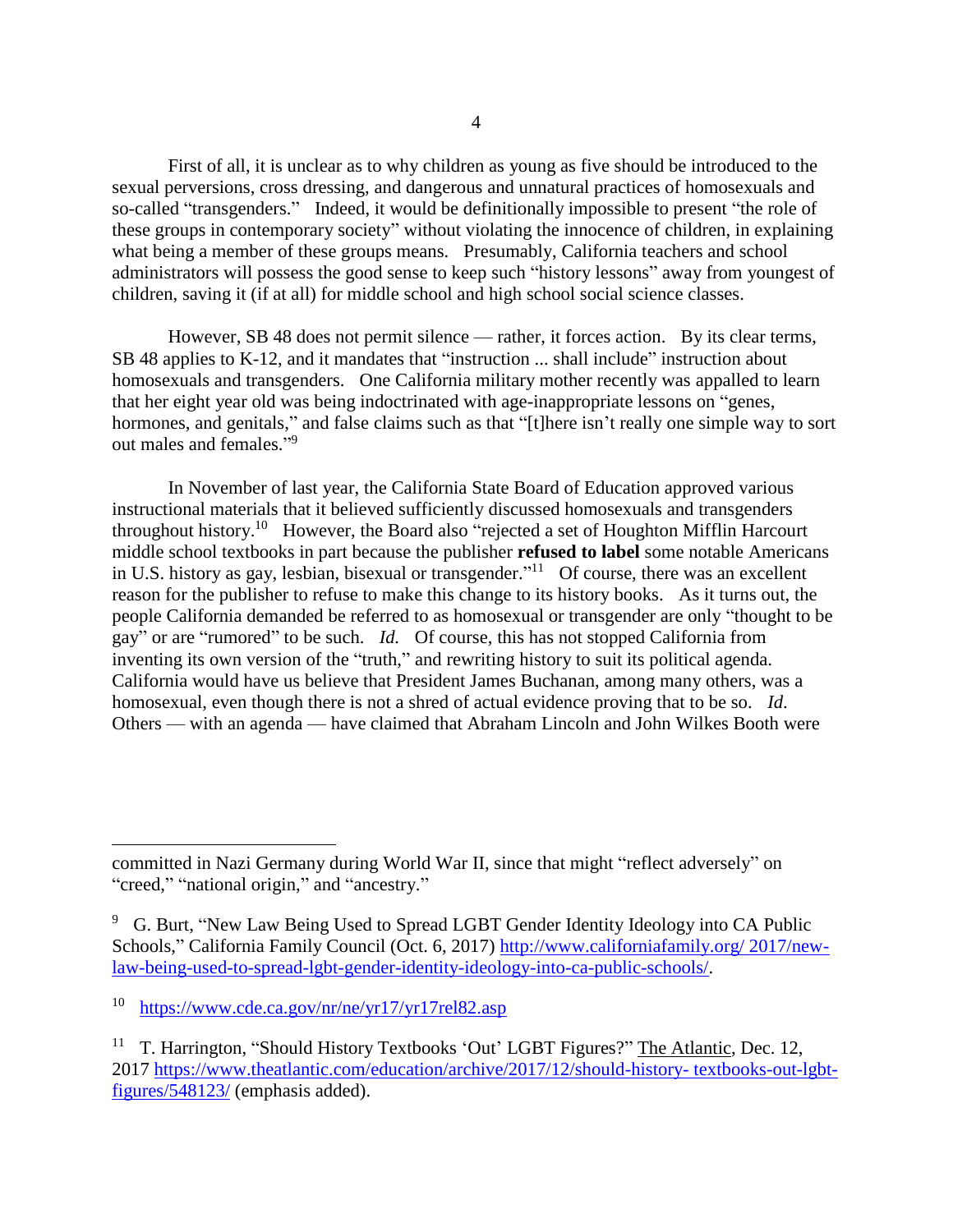First of all, it is unclear as to why children as young as five should be introduced to the sexual perversions, cross dressing, and dangerous and unnatural practices of homosexuals and so-called "transgenders." Indeed, it would be definitionally impossible to present "the role of these groups in contemporary society" without violating the innocence of children, in explaining what being a member of these groups means. Presumably, California teachers and school administrators will possess the good sense to keep such "history lessons" away from youngest of children, saving it (if at all) for middle school and high school social science classes.

However, SB 48 does not permit silence — rather, it forces action. By its clear terms, SB 48 applies to K-12, and it mandates that "instruction ... shall include" instruction about homosexuals and transgenders. One California military mother recently was appalled to learn that her eight year old was being indoctrinated with age-inappropriate lessons on "genes, hormones, and genitals," and false claims such as that "[t]here isn't really one simple way to sort out males and females."[9]

In November of last year, the California State Board of Education approved various instructional materials that it believed sufficiently discussed homosexuals and transgenders throughout history.[10] However, the Board also "rejected a set of Houghton Mifflin Harcourt middle school textbooks in part because the publisher **refused to label** some notable Americans in U.S. history as gay, lesbian, bisexual or transgender."[11] Of course, there was an excellent reason for the publisher to refuse to make this change to its history books. As it turns out, the people California demanded be referred to as homosexual or transgender are only "thought to be gay" or are "rumored" to be such. *Id.* Of course, this has not stopped California from inventing its own version of the "truth," and rewriting history to suit its political agenda. California would have us believe that President James Buchanan, among many others, was a homosexual, even though there is not a shred of actual evidence proving that to be so. *Id.* Others — with an agenda — have claimed that Abraham Lincoln and John Wilkes Booth were

---

committed in Nazi Germany during World War II, since that might "reflect adversely" on "creed," "national origin," and "ancestry."

[9] G. Burt, "New Law Being Used to Spread LGBT Gender Identity Ideology into CA Public Schools," California Family Council (Oct. 6, 2017) http://www.californiafamily.org/ 2017/new-law-being-used-to-spread-lgbt-gender-identity-ideology-into-ca-public-schools/.

[10] https://www.cde.ca.gov/nr/ne/yr17/yr17rel82.asp

[11] T. Harrington, "Should History Textbooks 'Out' LGBT Figures?" The Atlantic, Dec. 12, 2017 https://www.theatlantic.com/education/archive/2017/12/should-history- textbooks-out-lgbt-figures/548123/ (emphasis added).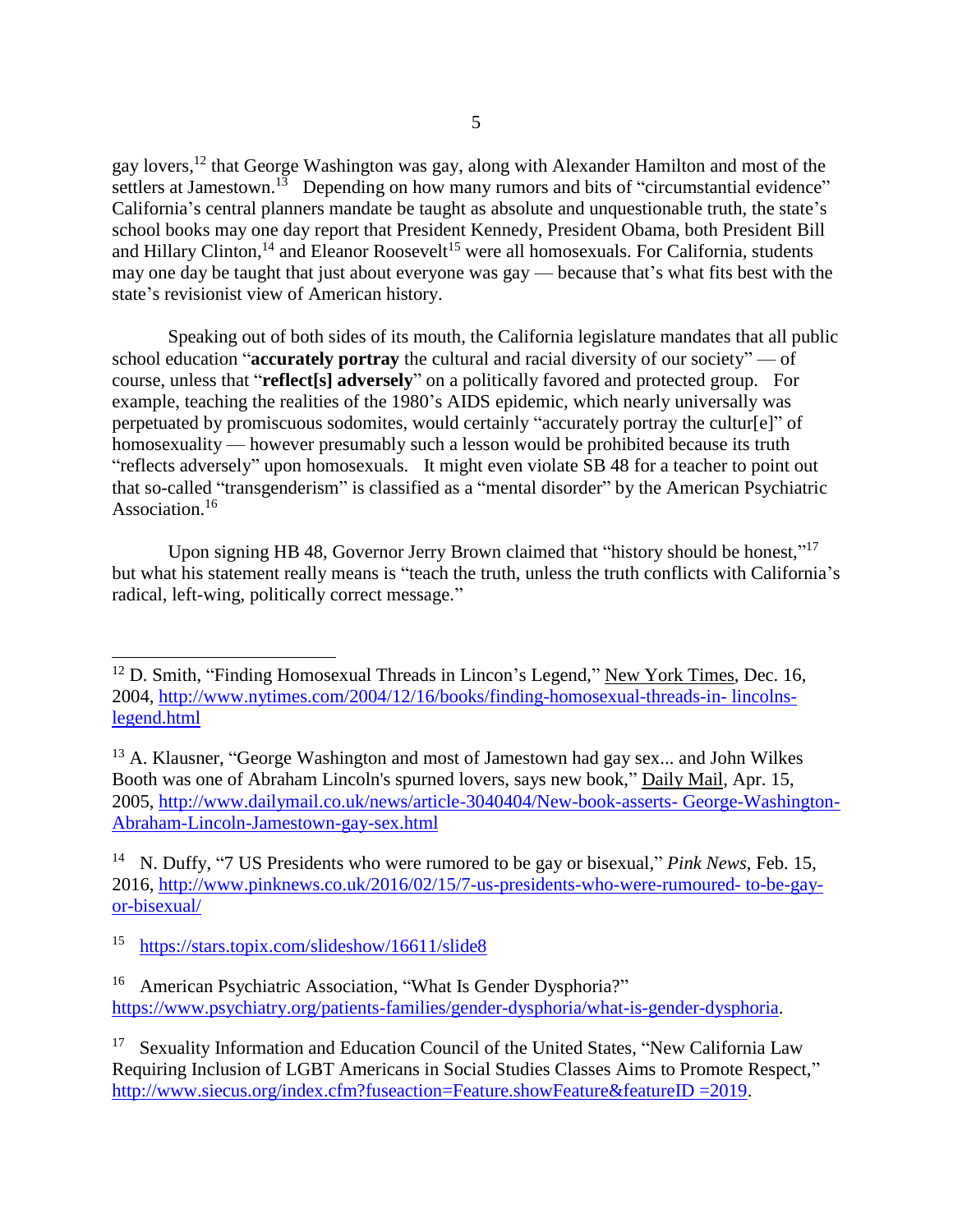gay lovers,[12] that George Washington was gay, along with Alexander Hamilton and most of the settlers at Jamestown.[13] Depending on how many rumors and bits of "circumstantial evidence" California's central planners mandate be taught as absolute and unquestionable truth, the state's school books may one day report that President Kennedy, President Obama, both President Bill and Hillary Clinton,[14] and Eleanor Roosevelt[15] were all homosexuals. For California, students may one day be taught that just about everyone was gay — because that's what fits best with the state's revisionist view of American history.

Speaking out of both sides of its mouth, the California legislature mandates that all public school education "**accurately portray** the cultural and racial diversity of our society" — of course, unless that "**reflect[s] adversely**" on a politically favored and protected group. For example, teaching the realities of the 1980's AIDS epidemic, which nearly universally was perpetuated by promiscuous sodomites, would certainly "accurately portray the cultur[e]" of homosexuality — however presumably such a lesson would be prohibited because its truth "reflects adversely" upon homosexuals. It might even violate SB 48 for a teacher to point out that so-called "transgenderism" is classified as a "mental disorder" by the American Psychiatric Association.[16]

Upon signing HB 48, Governor Jerry Brown claimed that "history should be honest,"[17] but what his statement really means is "teach the truth, unless the truth conflicts with California's radical, left-wing, politically correct message."

---

[12] D. Smith, "Finding Homosexual Threads in Lincon's Legend," New York Times, Dec. 16, 2004, http://www.nytimes.com/2004/12/16/books/finding-homosexual-threads-in- lincolns-legend.html

[13] A. Klausner, "George Washington and most of Jamestown had gay sex... and John Wilkes Booth was one of Abraham Lincoln's spurned lovers, says new book," Daily Mail, Apr. 15, 2005, http://www.dailymail.co.uk/news/article-3040404/New-book-asserts- George-Washington-Abraham-Lincoln-Jamestown-gay-sex.html

[14] N. Duffy, "7 US Presidents who were rumored to be gay or bisexual," *Pink News*, Feb. 15, 2016, http://www.pinknews.co.uk/2016/02/15/7-us-presidents-who-were-rumoured- to-be-gay-or-bisexual/

[15] https://stars.topix.com/slideshow/16611/slide8

[16] American Psychiatric Association, "What Is Gender Dysphoria?" https://www.psychiatry.org/patients-families/gender-dysphoria/what-is-gender-dysphoria.

[17] Sexuality Information and Education Council of the United States, "New California Law Requiring Inclusion of LGBT Americans in Social Studies Classes Aims to Promote Respect," http://www.siecus.org/index.cfm?fuseaction=Feature.showFeature&featureID =2019.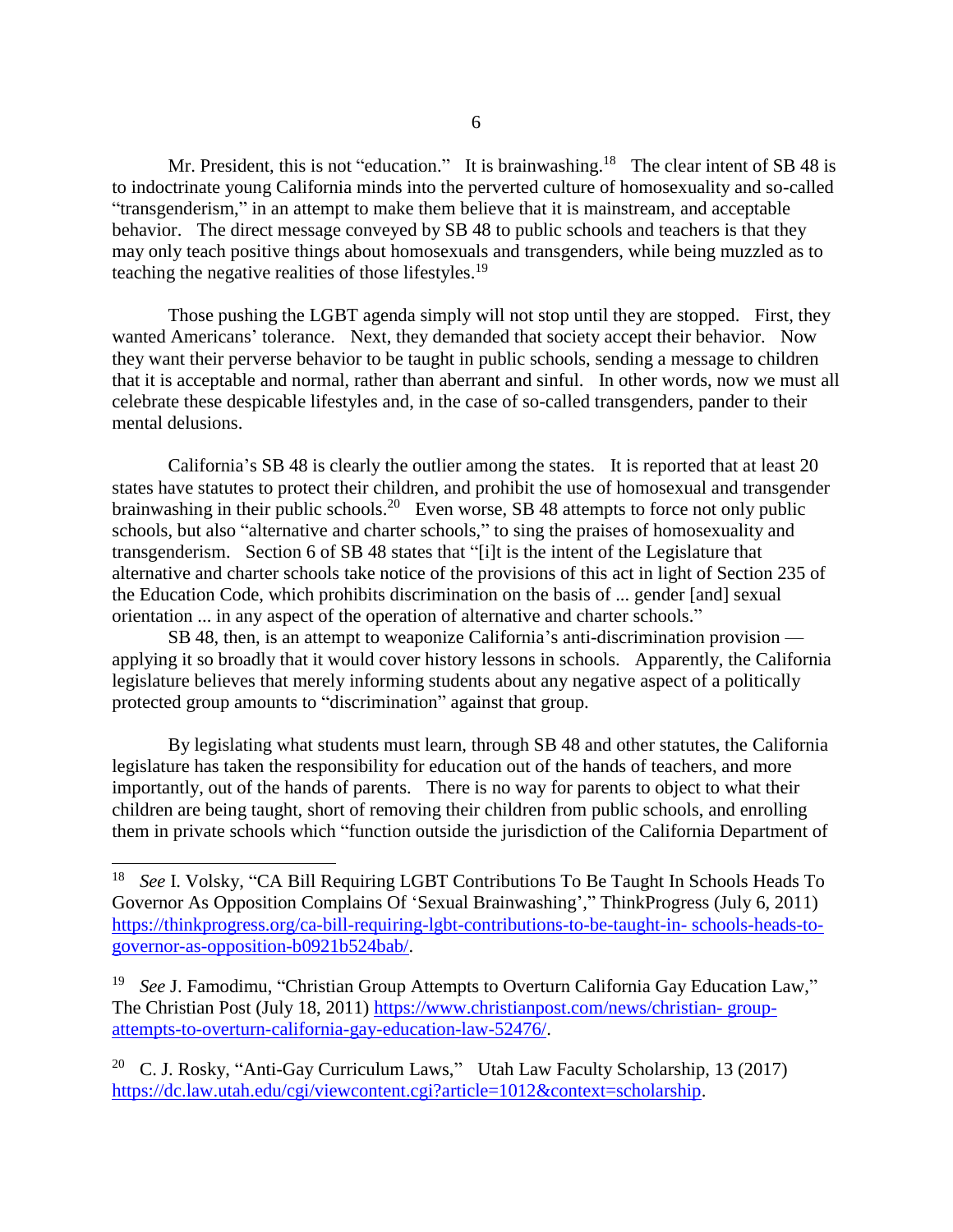Mr. President, this is not "education." It is brainwashing.[18] The clear intent of SB 48 is to indoctrinate young California minds into the perverted culture of homosexuality and so-called "transgenderism," in an attempt to make them believe that it is mainstream, and acceptable behavior. The direct message conveyed by SB 48 to public schools and teachers is that they may only teach positive things about homosexuals and transgenders, while being muzzled as to teaching the negative realities of those lifestyles.[19]

Those pushing the LGBT agenda simply will not stop until they are stopped. First, they wanted Americans' tolerance. Next, they demanded that society accept their behavior. Now they want their perverse behavior to be taught in public schools, sending a message to children that it is acceptable and normal, rather than aberrant and sinful. In other words, now we must all celebrate these despicable lifestyles and, in the case of so-called transgenders, pander to their mental delusions.

California's SB 48 is clearly the outlier among the states. It is reported that at least 20 states have statutes to protect their children, and prohibit the use of homosexual and transgender brainwashing in their public schools.[20] Even worse, SB 48 attempts to force not only public schools, but also "alternative and charter schools," to sing the praises of homosexuality and transgenderism. Section 6 of SB 48 states that "[i]t is the intent of the Legislature that alternative and charter schools take notice of the provisions of this act in light of Section 235 of the Education Code, which prohibits discrimination on the basis of ... gender [and] sexual orientation ... in any aspect of the operation of alternative and charter schools."

SB 48, then, is an attempt to weaponize California's anti-discrimination provision — applying it so broadly that it would cover history lessons in schools. Apparently, the California legislature believes that merely informing students about any negative aspect of a politically protected group amounts to "discrimination" against that group.

By legislating what students must learn, through SB 48 and other statutes, the California legislature has taken the responsibility for education out of the hands of teachers, and more importantly, out of the hands of parents. There is no way for parents to object to what their children are being taught, short of removing their children from public schools, and enrolling them in private schools which "function outside the jurisdiction of the California Department of

---

[18] *See* I. Volsky, "CA Bill Requiring LGBT Contributions To Be Taught In Schools Heads To Governor As Opposition Complains Of 'Sexual Brainwashing'," ThinkProgress (July 6, 2011) https://thinkprogress.org/ca-bill-requiring-lgbt-contributions-to-be-taught-in- schools-heads-to-governor-as-opposition-b0921b524bab/.

[19] *See* J. Famodimu, "Christian Group Attempts to Overturn California Gay Education Law," The Christian Post (July 18, 2011) https://www.christianpost.com/news/christian- group-attempts-to-overturn-california-gay-education-law-52476/.

[20] C. J. Rosky, "Anti-Gay Curriculum Laws," Utah Law Faculty Scholarship, 13 (2017) https://dc.law.utah.edu/cgi/viewcontent.cgi?article=1012&context=scholarship.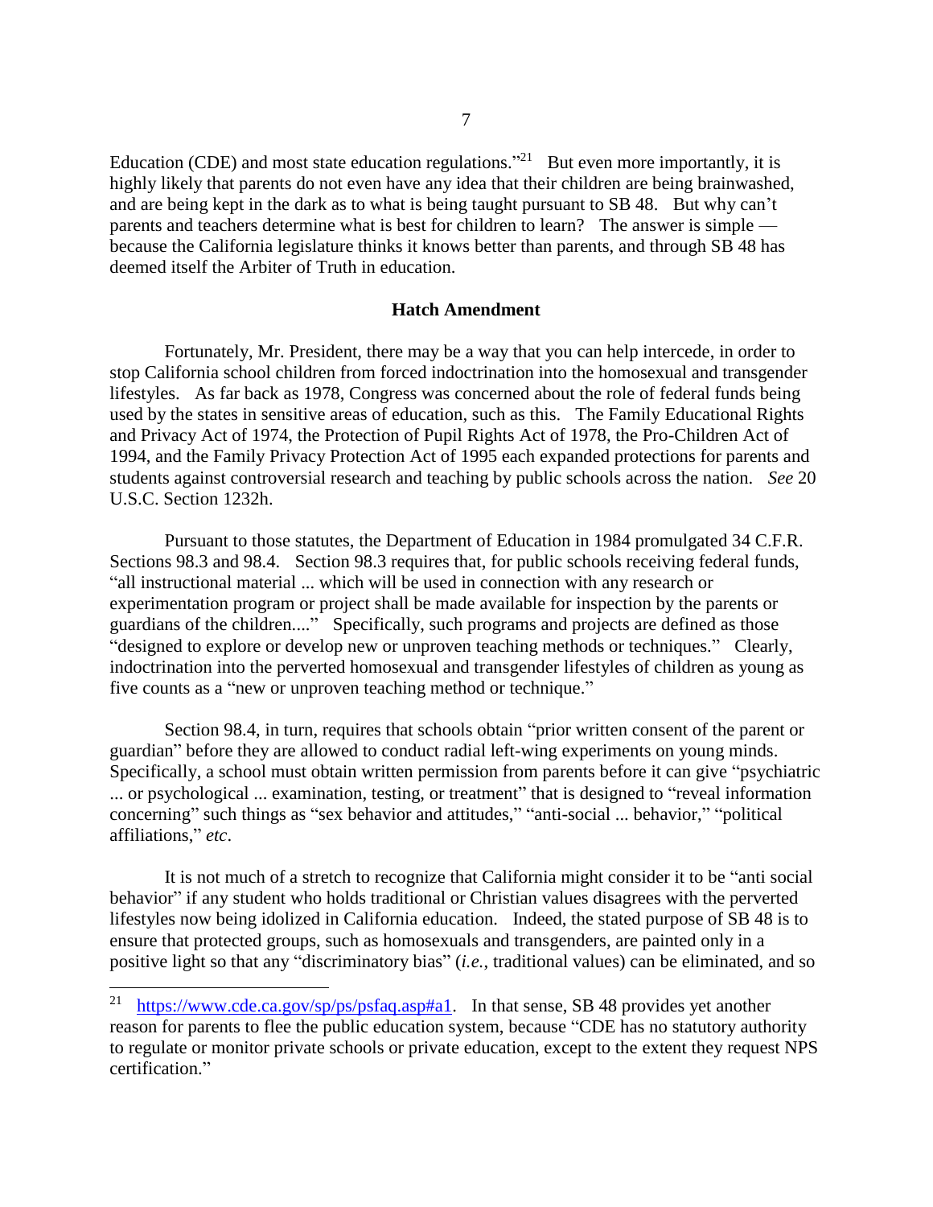Education (CDE) and most state education regulations."[21] But even more importantly, it is highly likely that parents do not even have any idea that their children are being brainwashed, and are being kept in the dark as to what is being taught pursuant to SB 48. But why can't parents and teachers determine what is best for children to learn? The answer is simple — because the California legislature thinks it knows better than parents, and through SB 48 has deemed itself the Arbiter of Truth in education.

### Hatch Amendment

Fortunately, Mr. President, there may be a way that you can help intercede, in order to stop California school children from forced indoctrination into the homosexual and transgender lifestyles. As far back as 1978, Congress was concerned about the role of federal funds being used by the states in sensitive areas of education, such as this. The Family Educational Rights and Privacy Act of 1974, the Protection of Pupil Rights Act of 1978, the Pro-Children Act of 1994, and the Family Privacy Protection Act of 1995 each expanded protections for parents and students against controversial research and teaching by public schools across the nation. *See* 20 U.S.C. Section 1232h.

Pursuant to those statutes, the Department of Education in 1984 promulgated 34 C.F.R. Sections 98.3 and 98.4. Section 98.3 requires that, for public schools receiving federal funds, "all instructional material ... which will be used in connection with any research or experimentation program or project shall be made available for inspection by the parents or guardians of the children...." Specifically, such programs and projects are defined as those "designed to explore or develop new or unproven teaching methods or techniques." Clearly, indoctrination into the perverted homosexual and transgender lifestyles of children as young as five counts as a "new or unproven teaching method or technique."

Section 98.4, in turn, requires that schools obtain "prior written consent of the parent or guardian" before they are allowed to conduct radial left-wing experiments on young minds. Specifically, a school must obtain written permission from parents before it can give "psychiatric ... or psychological ... examination, testing, or treatment" that is designed to "reveal information concerning" such things as "sex behavior and attitudes," "anti-social ... behavior," "political affiliations," *etc*.

It is not much of a stretch to recognize that California might consider it to be "anti social behavior" if any student who holds traditional or Christian values disagrees with the perverted lifestyles now being idolized in California education. Indeed, the stated purpose of SB 48 is to ensure that protected groups, such as homosexuals and transgenders, are painted only in a positive light so that any "discriminatory bias" (*i.e.*, traditional values) can be eliminated, and so

---

[21] https://www.cde.ca.gov/sp/ps/psfaq.asp#a1. In that sense, SB 48 provides yet another reason for parents to flee the public education system, because "CDE has no statutory authority to regulate or monitor private schools or private education, except to the extent they request NPS certification."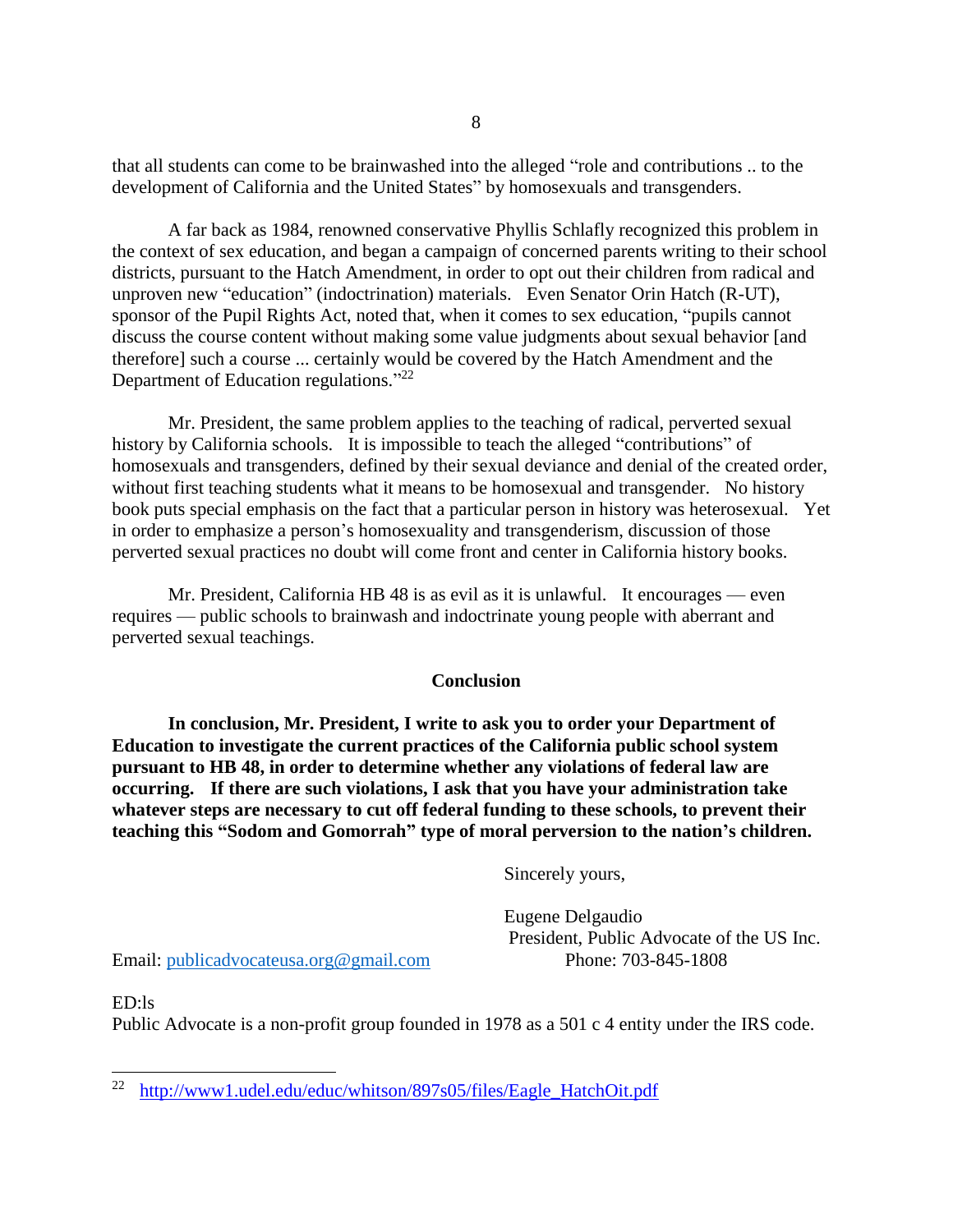that all students can come to be brainwashed into the alleged “role and contributions .. to the development of California and the United States” by homosexuals and transgenders.

A far back as 1984, renowned conservative Phyllis Schlafly recognized this problem in the context of sex education, and began a campaign of concerned parents writing to their school districts, pursuant to the Hatch Amendment, in order to opt out their children from radical and unproven new “education” (indoctrination) materials. Even Senator Orin Hatch (R-UT), sponsor of the Pupil Rights Act, noted that, when it comes to sex education, “pupils cannot discuss the course content without making some value judgments about sexual behavior [and therefore] such a course ... certainly would be covered by the Hatch Amendment and the Department of Education regulations.”[22]

Mr. President, the same problem applies to the teaching of radical, perverted sexual history by California schools. It is impossible to teach the alleged “contributions” of homosexuals and transgenders, defined by their sexual deviance and denial of the created order, without first teaching students what it means to be homosexual and transgender. No history book puts special emphasis on the fact that a particular person in history was heterosexual. Yet in order to emphasize a person’s homosexuality and transgenderism, discussion of those perverted sexual practices no doubt will come front and center in California history books.

Mr. President, California HB 48 is as evil as it is unlawful. It encourages — even requires — public schools to brainwash and indoctrinate young people with aberrant and perverted sexual teachings.

## Conclusion

**In conclusion, Mr. President, I write to ask you to order your Department of Education to investigate the current practices of the California public school system pursuant to HB 48, in order to determine whether any violations of federal law are occurring. If there are such violations, I ask that you have your administration take whatever steps are necessary to cut off federal funding to these schools, to prevent their teaching this “Sodom and Gomorrah” type of moral perversion to the nation’s children.**

Sincerely yours,

Eugene Delgaudio
President, Public Advocate of the US Inc.

Email: publicadvocateusa.org@gmail.com
Phone: 703-845-1808

ED:ls

Public Advocate is a non-profit group founded in 1978 as a 501 c 4 entity under the IRS code.

---

[22] http://www1.udel.edu/educ/whitson/897s05/files/Eagle_HatchOit.pdf